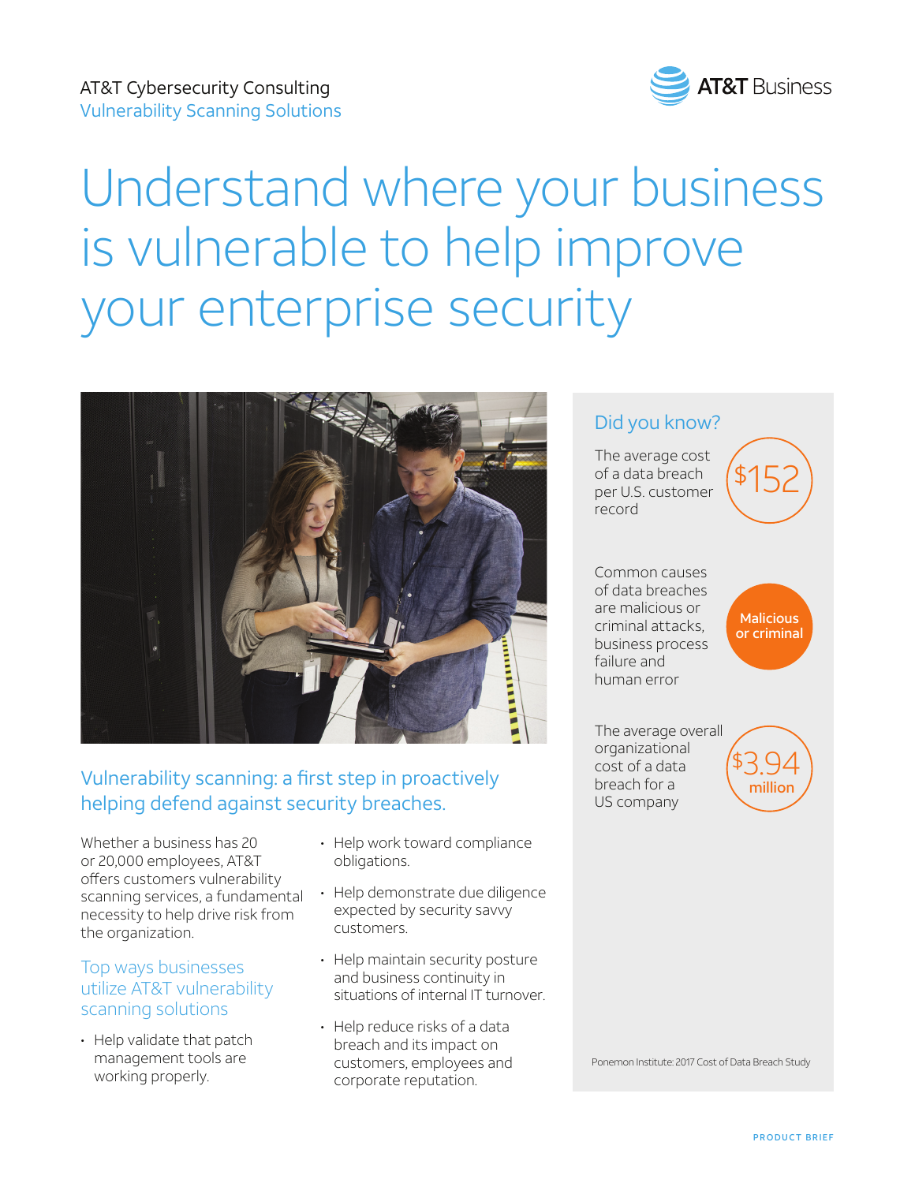AT&T Cybersecurity Consulting
Vulnerability Scanning Solutions

AT&T Business

# Understand where your business is vulnerable to help improve your enterprise security

## Vulnerability scanning: a first step in proactively helping defend against security breaches.

Whether a business has 20 or 20,000 employees, AT&T offers customers vulnerability scanning services, a fundamental necessity to help drive risk from the organization.

### Top ways businesses utilize AT&T vulnerability scanning solutions

- Help validate that patch management tools are working properly.
- Help work toward compliance obligations.
- Help demonstrate due diligence expected by security savvy customers.
- Help maintain security posture and business continuity in situations of internal IT turnover.
- Help reduce risks of a data breach and its impact on customers, employees and corporate reputation.

### Did you know?

The average cost of a data breach per U.S. customer record

$152

Common causes of data breaches are malicious or criminal attacks, business process failure and human error

Malicious or criminal

The average overall organizational cost of a data breach for a US company

$3.94 million

Ponemon Institute: 2017 Cost of Data Breach Study

PRODUCT BRIEF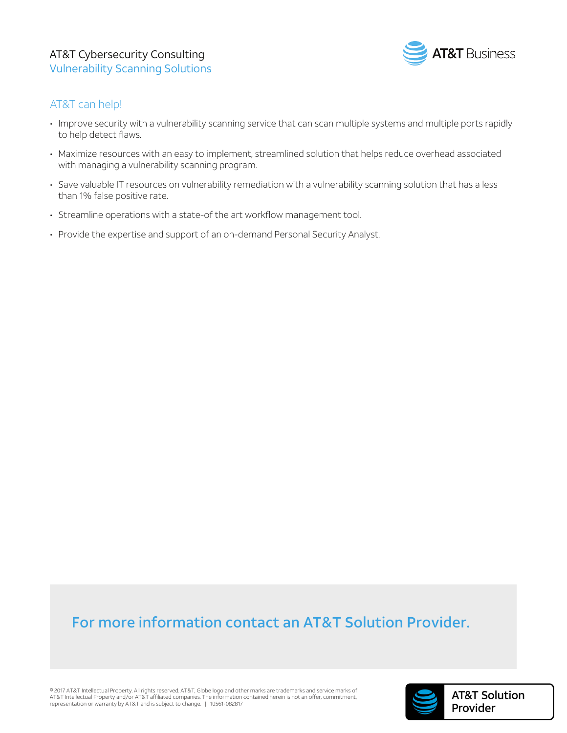AT&T Cybersecurity Consulting
Vulnerability Scanning Solutions

## AT&T can help!

- Improve security with a vulnerability scanning service that can scan multiple systems and multiple ports rapidly to help detect flaws.
- Maximize resources with an easy to implement, streamlined solution that helps reduce overhead associated with managing a vulnerability scanning program.
- Save valuable IT resources on vulnerability remediation with a vulnerability scanning solution that has a less than 1% false positive rate.
- Streamline operations with a state-of the art workflow management tool.
- Provide the expertise and support of an on-demand Personal Security Analyst.

## For more information contact an AT&T Solution Provider.

© 2017 AT&T Intellectual Property. All rights reserved. AT&T, Globe logo and other marks are trademarks and service marks of AT&T Intellectual Property and/or AT&T affiliated companies. The information contained herein is not an offer, commitment, representation or warranty by AT&T and is subject to change. | 10561-082817

AT&T Solution Provider